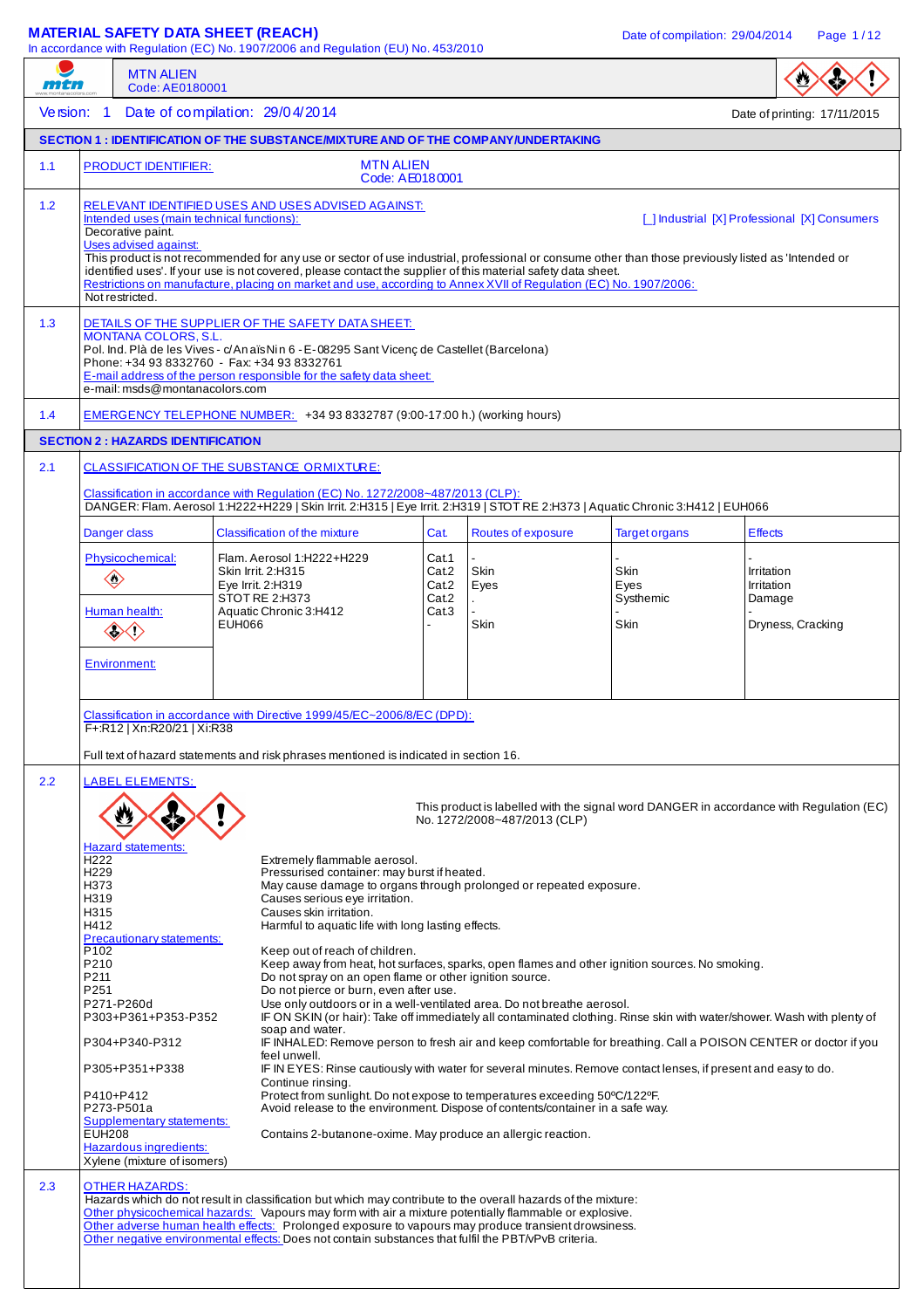# MATERIAL SAFETY DATA SHEET (REACH)

In accordance with Regulation (EC) No. 1907/2006 and Regulation (EU) No. 453/2010

Date of compilation: 29/04/2014

MTN ALIEN
Code: AE0180001

Version: 1 Date of compilation: 29/04/2014 Date of printing: 17/11/2015

## SECTION 1 : IDENTIFICATION OF THE SUBSTANCE/MIXTURE AND OF THE COMPANY/UNDERTAKING

**1.1 PRODUCT IDENTIFIER:**

MTN ALIEN
Code: AE0180001

**1.2 RELEVANT IDENTIFIED USES AND USES ADVISED AGAINST:**

Intended uses (main technical functions): [ ] Industrial [X] Professional [X] Consumers

Decorative paint.

Uses advised against:

This product is not recommended for any use or sector of use industrial, professional or consume other than those previously listed as 'Intended or identified uses'. If your use is not covered, please contact the supplier of this material safety data sheet.

Restrictions on manufacture, placing on market and use, according to Annex XVII of Regulation (EC) No. 1907/2006:

Not restricted.

**1.3 DETAILS OF THE SUPPLIER OF THE SAFETY DATA SHEET:**

MONTANA COLORS, S.L.
Pol. Ind. Plà de les Vives - c/Anaïs Nin 6 - E-08295 Sant Vicenç de Castellet (Barcelona)
Phone: +34 93 8332760 - Fax: +34 93 8332761

E-mail address of the person responsible for the safety data sheet:
e-mail: msds@montanacolors.com

**1.4 EMERGENCY TELEPHONE NUMBER:** +34 93 8332787 (9:00-17:00 h.) (working hours)

## SECTION 2 : HAZARDS IDENTIFICATION

**2.1 CLASSIFICATION OF THE SUBSTANCE OR MIXTURE:**

Classification in accordance with Regulation (EC) No. 1272/2008~487/2013 (CLP):

DANGER: Flam. Aerosol 1:H222+H229 | Skin Irrit. 2:H315 | Eye Irrit. 2:H319 | STOT RE 2:H373 | Aquatic Chronic 3:H412 | EUH066

| Danger class | Classification of the mixture | Cat. | Routes of exposure | Target organs | Effects |
|---|---|---|---|---|---|
| Physicochemical: | Flam. Aerosol 1:H222+H229 | Cat.1 | - | - | - |
| Human health: | Skin Irrit. 2:H315 | Cat.2 | Skin | Skin | Irritation |
| | Eye Irrit. 2:H319 | Cat.2 | Eyes | Eyes | Irritation |
| | STOT RE 2:H373 | Cat.2 | . | Systhemic | Damage |
| Environment: | Aquatic Chronic 3:H412 | Cat.3 | - | - | - |
| | EUH066 | - | Skin | Skin | Dryness, Cracking |

Classification in accordance with Directive 1999/45/EC~2006/8/EC (DPD):

F+:R12 | Xn:R20/21 | Xi:R38

Full text of hazard statements and risk phrases mentioned is indicated in section 16.

**2.2 LABEL ELEMENTS:**

This product is labelled with the signal word DANGER in accordance with Regulation (EC) No. 1272/2008~487/2013 (CLP)

Hazard statements:

| | |
|---|---|
| H222 | Extremely flammable aerosol. |
| H229 | Pressurised container: may burst if heated. |
| H373 | May cause damage to organs through prolonged or repeated exposure. |
| H319 | Causes serious eye irritation. |
| H315 | Causes skin irritation. |
| H412 | Harmful to aquatic life with long lasting effects. |

Precautionary statements:

| | |
|---|---|
| P102 | Keep out of reach of children. |
| P210 | Keep away from heat, hot surfaces, sparks, open flames and other ignition sources. No smoking. |
| P211 | Do not spray on an open flame or other ignition source. |
| P251 | Do not pierce or burn, even after use. |
| P271-P260d | Use only outdoors or in a well-ventilated area. Do not breathe aerosol. |
| P303+P361+P353-P352 | IF ON SKIN (or hair): Take off immediately all contaminated clothing. Rinse skin with water/shower. Wash with plenty of soap and water. |
| P304+P340-P312 | IF INHALED: Remove person to fresh air and keep comfortable for breathing. Call a POISON CENTER or doctor if you feel unwell. |
| P305+P351+P338 | IF IN EYES: Rinse cautiously with water for several minutes. Remove contact lenses, if present and easy to do. Continue rinsing. |
| P410+P412 | Protect from sunlight. Do not expose to temperatures exceeding 50ºC/122ºF. |
| P273-P501a | Avoid release to the environment. Dispose of contents/container in a safe way. |

Supplementary statements:

| | |
|---|---|
| EUH208 | Contains 2-butanone-oxime. May produce an allergic reaction. |

Hazardous ingredients:

Xylene (mixture of isomers)

**2.3 OTHER HAZARDS:**

Hazards which do not result in classification but which may contribute to the overall hazards of the mixture:

Other physicochemical hazards: Vapours may form with air a mixture potentially flammable or explosive.

Other adverse human health effects: Prolonged exposure to vapours may produce transient drowsiness.

Other negative environmental effects: Does not contain substances that fulfil the PBT/vPvB criteria.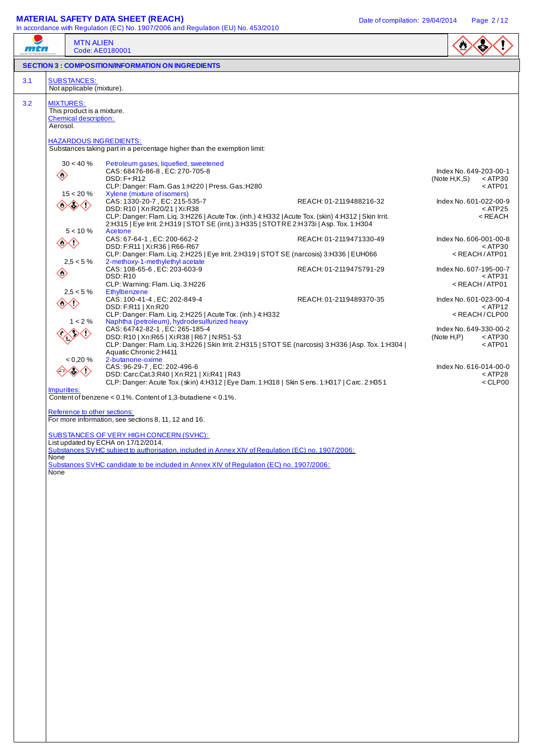## SECTION 3 : COMPOSITION/INFORMATION ON INGREDIENTS

**3.1 SUBSTANCES:**

Not applicable (mixture).

**3.2 MIXTURES:**

This product is a mixture.

Chemical description:

Aerosol.

HAZARDOUS INGREDIENTS:

Substances taking part in a percentage higher than the exemption limit:

| Concentration | Substance | REACH | Index |
|---|---|---|---|
| 30 < 40 % | **Petroleum gases, liquefied, sweetened**<br>CAS: 68476-86-8 , EC: 270-705-8<br>DSD: F+:R12<br>CLP: Danger: Flam. Gas 1:H220 \| Press. Gas.:H280 | | Index No. 649-203-00-1<br>(Note H,K,S) < ATP30<br>< ATP01 |
| 15 < 20 % | **Xylene (mixture of isomers)**<br>CAS: 1330-20-7 , EC: 215-535-7<br>DSD: R10 \| Xn:R20/21 \| Xi:R38<br>CLP: Danger: Flam. Liq. 3:H226 \| Acute Tox. (inh.) 4:H332 \| Acute Tox. (skin) 4:H312 \| Skin Irrit. 2:H315 \| Eye Irrit. 2:H319 \| STOT SE (irrit.) 3:H335 \| STOT RE 2:H373i \| Asp. Tox. 1:H304 | REACH: 01-2119488216-32 | Index No. 601-022-00-9<br>< ATP25<br>< REACH |
| 5 < 10 % | **Acetone**<br>CAS: 67-64-1 , EC: 200-662-2<br>DSD: F:R11 \| Xi:R36 \| R66-R67<br>CLP: Danger: Flam. Liq. 2:H225 \| Eye Irrit. 2:H319 \| STOT SE (narcosis) 3:H336 \| EUH066 | REACH: 01-2119471330-49 | Index No. 606-001-00-8<br>< ATP30<br>< REACH / ATP01 |
| 2,5 < 5 % | **2-methoxy-1-methylethyl acetate**<br>CAS: 108-65-6 , EC: 203-603-9<br>DSD: R10<br>CLP: Warning: Flam. Liq. 3:H226 | REACH: 01-2119475791-29 | Index No. 607-195-00-7<br>< ATP31<br>< REACH / ATP01 |
| 2,5 < 5 % | **Ethylbenzene**<br>CAS: 100-41-4 , EC: 202-849-4<br>DSD: F:R11 \| Xn:R20<br>CLP: Danger: Flam. Liq. 2:H225 \| Acute Tox. (inh.) 4:H332 | REACH: 01-2119489370-35 | Index No. 601-023-00-4<br>< ATP12<br>< REACH / CLP00 |
| 1 < 2 % | **Naphtha (petroleum), hydrodesulfurized heavy**<br>CAS: 64742-82-1 , EC: 265-185-4<br>DSD: R10 \| Xn:R65 \| Xi:R38 \| R67 \| N:R51-53<br>CLP: Danger: Flam. Liq. 3:H226 \| Skin Irrit. 2:H315 \| STOT SE (narcosis) 3:H336 \| Asp. Tox. 1:H304 \| Aquatic Chronic 2:H411 | | Index No. 649-330-00-2<br>(Note H,P) < ATP30<br>< ATP01 |
| < 0,20 % | **2-butanone-oxime**<br>CAS: 96-29-7 , EC: 202-496-6<br>DSD: Carc.Cat.3:R40 \| Xn:R21 \| Xi:R41 \| R43<br>CLP: Danger: Acute Tox. (skin) 4:H312 \| Eye Dam. 1:H318 \| Skin Sens. 1:H317 \| Carc. 2:H351 | | Index No. 616-014-00-0<br>< ATP28<br>< CLP00 |

Impurities:

Content of benzene < 0.1%. Content of 1,3-butadiene < 0.1%.

Reference to other sections:

For more information, see sections 8, 11, 12 and 16.

SUBSTANCES OF VERY HIGH CONCERN (SVHC):

List updated by ECHA on 17/12/2014.

Substances SVHC subject to authorisation, included in Annex XIV of Regulation (EC) no. 1907/2006:

None

Substances SVHC candidate to be included in Annex XIV of Regulation (EC) no. 1907/2006:

None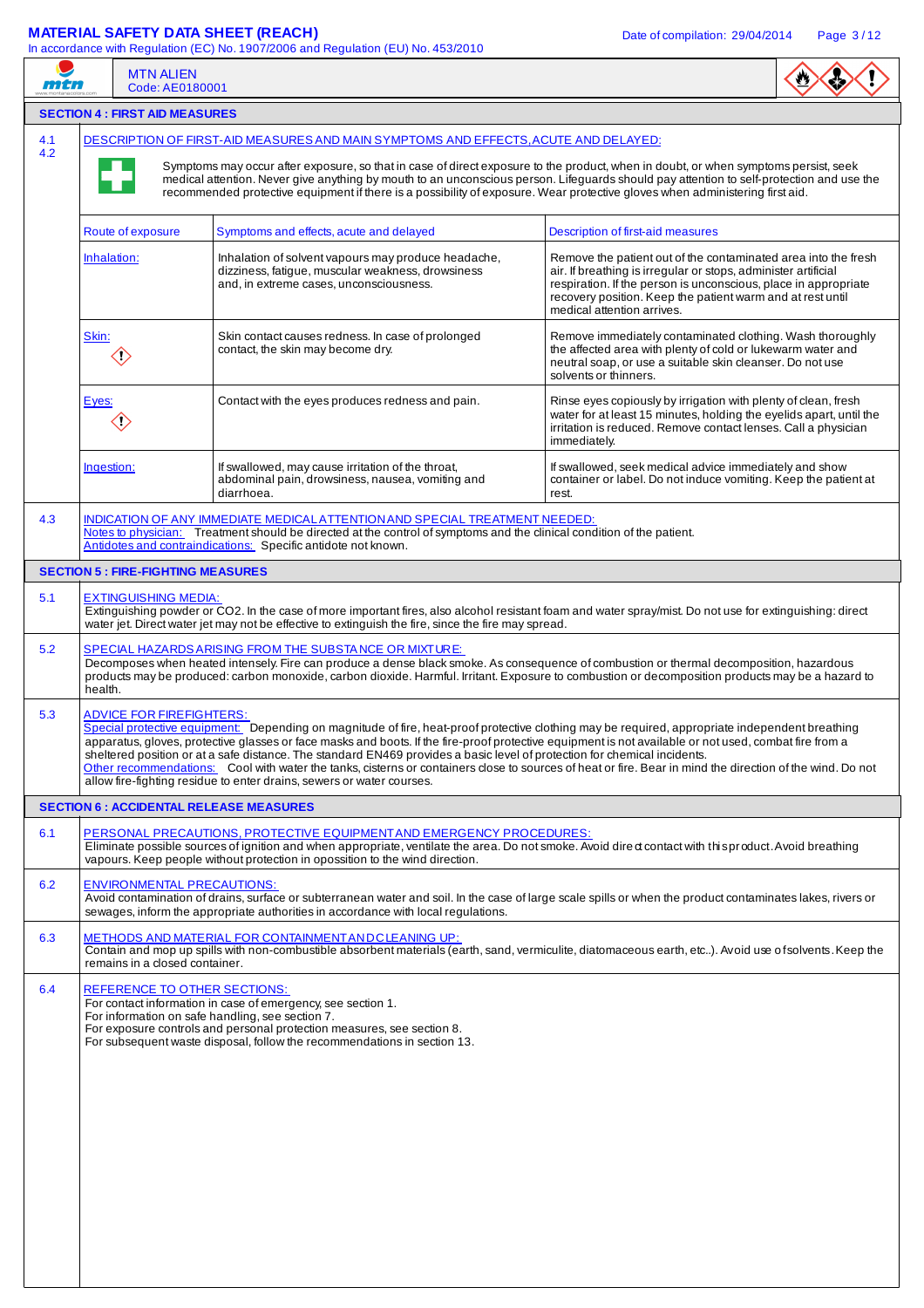MTN ALIEN
Code: AE0180001

## SECTION 4 : FIRST AID MEASURES

**4.1 4.2** DESCRIPTION OF FIRST-AID MEASURES AND MAIN SYMPTOMS AND EFFECTS, ACUTE AND DELAYED:

Symptoms may occur after exposure, so that in case of direct exposure to the product, when in doubt, or when symptoms persist, seek medical attention. Never give anything by mouth to an unconscious person. Lifeguards should pay attention to self-protection and use the recommended protective equipment if there is a possibility of exposure. Wear protective gloves when administering first aid.

| Route of exposure | Symptoms and effects, acute and delayed | Description of first-aid measures |
|---|---|---|
| Inhalation: | Inhalation of solvent vapours may produce headache, dizziness, fatigue, muscular weakness, drowsiness and, in extreme cases, unconsciousness. | Remove the patient out of the contaminated area into the fresh air. If breathing is irregular or stops, administer artificial respiration. If the person is unconscious, place in appropriate recovery position. Keep the patient warm and at rest until medical attention arrives. |
| Skin: | Skin contact causes redness. In case of prolonged contact, the skin may become dry. | Remove immediately contaminated clothing. Wash thoroughly the affected area with plenty of cold or lukewarm water and neutral soap, or use a suitable skin cleanser. Do not use solvents or thinners. |
| Eyes: | Contact with the eyes produces redness and pain. | Rinse eyes copiously by irrigation with plenty of clean, fresh water for at least 15 minutes, holding the eyelids apart, until the irritation is reduced. Remove contact lenses. Call a physician immediately. |
| Ingestion: | If swallowed, may cause irritation of the throat, abdominal pain, drowsiness, nausea, vomiting and diarrhoea. | If swallowed, seek medical advice immediately and show container or label. Do not induce vomiting. Keep the patient at rest. |

**4.3** INDICATION OF ANY IMMEDIATE MEDICAL ATTENTION AND SPECIAL TREATMENT NEEDED:
Notes to physician: Treatment should be directed at the control of symptoms and the clinical condition of the patient.
Antidotes and contraindications: Specific antidote not known.

## SECTION 5 : FIRE-FIGHTING MEASURES

**5.1** EXTINGUISHING MEDIA:
Extinguishing powder or $CO_2$. In the case of more important fires, also alcohol resistant foam and water spray/mist. Do not use for extinguishing: direct water jet. Direct water jet may not be effective to extinguish the fire, since the fire may spread.

**5.2** SPECIAL HAZARDS ARISING FROM THE SUBSTANCE OR MIXTURE:
Decomposes when heated intensely. Fire can produce a dense black smoke. As consequence of combustion or thermal decomposition, hazardous products may be produced: carbon monoxide, carbon dioxide. Harmful. Irritant. Exposure to combustion or decomposition products may be a hazard to health.

**5.3** ADVICE FOR FIREFIGHTERS:
Special protective equipment: Depending on magnitude of fire, heat-proof protective clothing may be required, appropriate independent breathing apparatus, gloves, protective glasses or face masks and boots. If the fire-proof protective equipment is not available or not used, combat fire from a sheltered position or at a safe distance. The standard EN469 provides a basic level of protection for chemical incidents.
Other recommendations: Cool with water the tanks, cisterns or containers close to sources of heat or fire. Bear in mind the direction of the wind. Do not allow fire-fighting residue to enter drains, sewers or water courses.

## SECTION 6 : ACCIDENTAL RELEASE MEASURES

**6.1** PERSONAL PRECAUTIONS, PROTECTIVE EQUIPMENT AND EMERGENCY PROCEDURES:
Eliminate possible sources of ignition and when appropriate, ventilate the area. Do not smoke. Avoid direct contact with this product. Avoid breathing vapours. Keep people without protection in opossition to the wind direction.

**6.2** ENVIRONMENTAL PRECAUTIONS:
Avoid contamination of drains, surface or subterranean water and soil. In the case of large scale spills or when the product contaminates lakes, rivers or sewages, inform the appropriate authorities in accordance with local regulations.

**6.3** METHODS AND MATERIAL FOR CONTAINMENT AND CLEANING UP:
Contain and mop up spills with non-combustible absorbent materials (earth, sand, vermiculite, diatomaceous earth, etc..). Avoid use of solvents. Keep the remains in a closed container.

**6.4** REFERENCE TO OTHER SECTIONS:
For contact information in case of emergency, see section 1.
For information on safe handling, see section 7.
For exposure controls and personal protection measures, see section 8.
For subsequent waste disposal, follow the recommendations in section 13.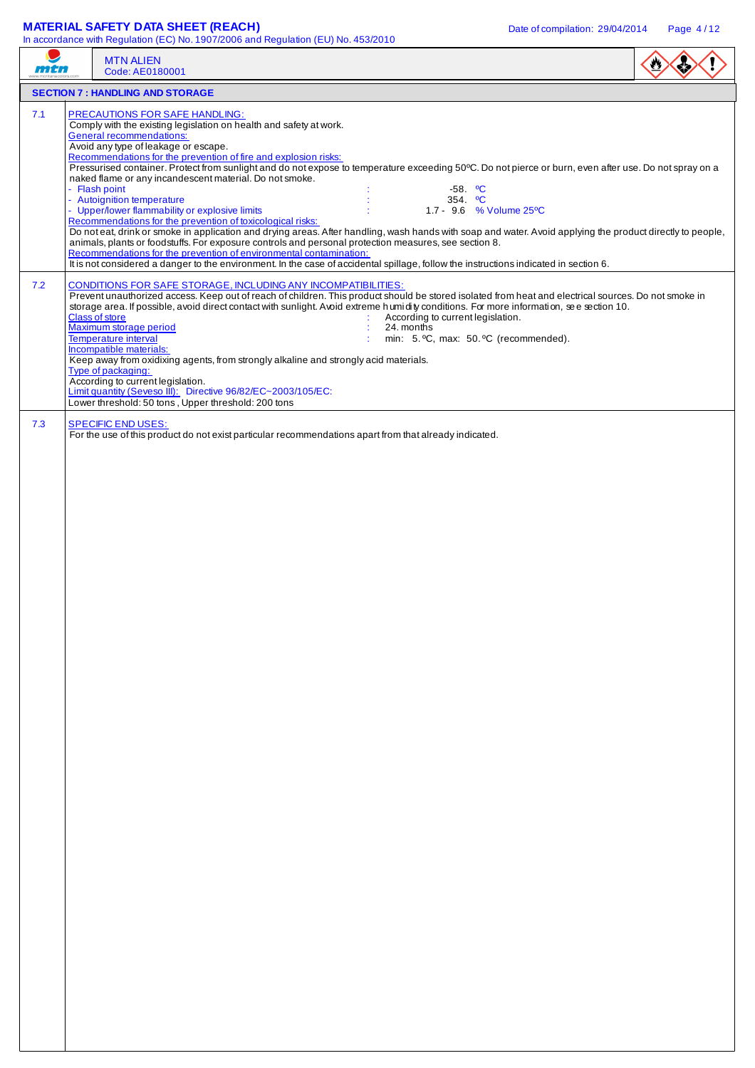## SECTION 7 : HANDLING AND STORAGE

**7.1 PRECAUTIONS FOR SAFE HANDLING:**

Comply with the existing legislation on health and safety at work.

General recommendations:

Avoid any type of leakage or escape.

Recommendations for the prevention of fire and explosion risks:

Pressurised container. Protect from sunlight and do not expose to temperature exceeding 50ºC. Do not pierce or burn, even after use. Do not spray on a naked flame or any incandescent material. Do not smoke.

- Flash point : -58. ºC
- Autoignition temperature : 354. ºC
- Upper/lower flammability or explosive limits : 1.7 - 9.6 % Volume 25ºC

Recommendations for the prevention of toxicological risks:

Do not eat, drink or smoke in application and drying areas. After handling, wash hands with soap and water. Avoid applying the product directly to people, animals, plants or foodstuffs. For exposure controls and personal protection measures, see section 8.

Recommendations for the prevention of environmental contamination:

It is not considered a danger to the environment. In the case of accidental spillage, follow the instructions indicated in section 6.

**7.2 CONDITIONS FOR SAFE STORAGE, INCLUDING ANY INCOMPATIBILITIES:**

Prevent unauthorized access. Keep out of reach of children. This product should be stored isolated from heat and electrical sources. Do not smoke in storage area. If possible, avoid direct contact with sunlight. Avoid extreme humidity conditions. For more information, see section 10.

Class of store : According to current legislation.

Maximum storage period : 24. months

Temperature interval : min: 5. ºC, max: 50. ºC (recommended).

Incompatible materials:

Keep away from oxidizing agents, from strongly alkaline and strongly acid materials.

Type of packaging:

According to current legislation.

Limit quantity (Seveso III): Directive 96/82/EC~2003/105/EC:

Lower threshold: 50 tons , Upper threshold: 200 tons

**7.3 SPECIFIC END USES:**

For the use of this product do not exist particular recommendations apart from that already indicated.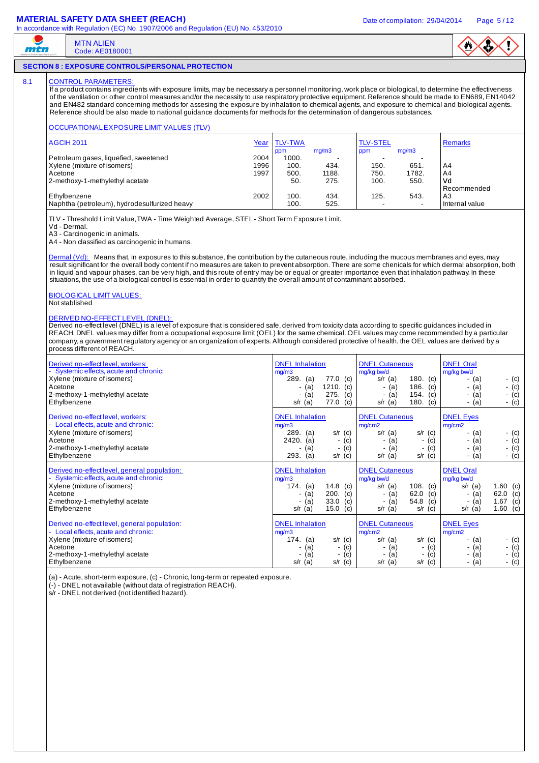MTN ALIEN
Code: AE0180001

## SECTION 8 : EXPOSURE CONTROLS/PERSONAL PROTECTION

### 8.1 CONTROL PARAMETERS:

If a product contains ingredients with exposure limits, may be necessary a personnel monitoring, work place or biological, to determine the effectiveness of the ventilation or other control measures and/or the necessity to use respiratory protective equipment. Reference should be made to EN689, EN14042 and EN482 standard concerning methods for assesing the exposure by inhalation to chemical agents, and exposure to chemical and biological agents. Reference should be also made to national guidance documents for methods for the determination of dangerous substances.

**OCCUPATIONAL EXPOSURE LIMIT VALUES (TLV)**

| AGCIH 2011 | Year | TLV-TWA ppm | TLV-TWA mg/m3 | TLV-STEL ppm | TLV-STEL mg/m3 | Remarks |
|---|---|---|---|---|---|---|
| Petroleum gases, liquefied, sweetened | 2004 | 1000. | - | - | - | |
| Xylene (mixture of isomers) | 1996 | 100. | 434. | 150. | 651. | A4 |
| Acetone | 1997 | 500. | 1188. | 750. | 1782. | A4 |
| 2-methoxy-1-methylethyl acetate | | 50. | 275. | 100. | 550. | Vd Recommended |
| Ethylbenzene | 2002 | 100. | 434. | 125. | 543. | A3 |
| Naphtha (petroleum), hydrodesulfurized heavy | | 100. | 525. | - | - | Internal value |

TLV - Threshold Limit Value, TWA - Time Weighted Average, STEL - Short Term Exposure Limit.
Vd - Dermal.
A3 - Carcinogenic in animals.
A4 - Non classified as carcinogenic in humans.

Dermal (Vd): Means that, in exposures to this substance, the contribution by the cutaneous route, including the mucous membranes and eyes, may result significant for the overall body content if no measures are taken to prevent absorption. There are some chenicals for which dermal absorption, both in liquid and vapour phases, can be very high, and this route of entry may be or equal or greater importance even that inhalation pathway. In these situations, the use of a biological control is essential in order to quantify the overall amount of contaminant absorbed.

**BIOLOGICAL LIMIT VALUES:**
Not stablished

**DERIVED NO-EFFECT LEVEL (DNEL):**
Derived no-effect level (DNEL) is a level of exposure that is considered safe, derived from toxicity data according to specific guidances included in REACH. DNEL values may differ from a occupational exposure limit (OEL) for the same chemical. OEL values may come recommended by a particular company, a government regulatory agency or an organization of experts. Although considered protective of health, the OEL values are derived by a process different of REACH.

| Derived no-effect level, workers: - Systemic effects, acute and chronic: | DNEL Inhalation mg/m3 (a) | DNEL Inhalation mg/m3 (c) | DNEL Cutaneous mg/kg bw/d (a) | DNEL Cutaneous mg/kg bw/d (c) | DNEL Oral mg/kg bw/d (a) | DNEL Oral mg/kg bw/d (c) |
|---|---|---|---|---|---|---|
| Xylene (mixture of isomers) | 289. | 77.0 | s/r | 180. | - | - |
| Acetone | - | 1210. | - | 186. | - | - |
| 2-methoxy-1-methylethyl acetate | - | 275. | - | 154. | - | - |
| Ethylbenzene | s/r | 77.0 | s/r | 180. | - | - |

| Derived no-effect level, workers: - Local effects, acute and chronic: | DNEL Inhalation mg/m3 (a) | DNEL Inhalation mg/m3 (c) | DNEL Cutaneous mg/cm2 (a) | DNEL Cutaneous mg/cm2 (c) | DNEL Eyes mg/cm2 (a) | DNEL Eyes mg/cm2 (c) |
|---|---|---|---|---|---|---|
| Xylene (mixture of isomers) | 289. | s/r | s/r | s/r | - | - |
| Acetone | 2420. | - | - | - | - | - |
| 2-methoxy-1-methylethyl acetate | - | - | - | - | - | - |
| Ethylbenzene | 293. | s/r | s/r | s/r | - | - |

| Derived no-effect level, general population: - Systemic effects, acute and chronic: | DNEL Inhalation mg/m3 (a) | DNEL Inhalation mg/m3 (c) | DNEL Cutaneous mg/kg bw/d (a) | DNEL Cutaneous mg/kg bw/d (c) | DNEL Oral mg/kg bw/d (a) | DNEL Oral mg/kg bw/d (c) |
|---|---|---|---|---|---|---|
| Xylene (mixture of isomers) | 174. | 14.8 | s/r | 108. | s/r | 1.60 |
| Acetone | - | 200. | - | 62.0 | - | 62.0 |
| 2-methoxy-1-methylethyl acetate | - | 33.0 | - | 54.8 | - | 1.67 |
| Ethylbenzene | s/r | 15.0 | s/r | s/r | s/r | 1.60 |

| Derived no-effect level, general population: - Local effects, acute and chronic: | DNEL Inhalation mg/m3 (a) | DNEL Inhalation mg/m3 (c) | DNEL Cutaneous mg/cm2 (a) | DNEL Cutaneous mg/cm2 (c) | DNEL Eyes mg/cm2 (a) | DNEL Eyes mg/cm2 (c) |
|---|---|---|---|---|---|---|
| Xylene (mixture of isomers) | 174. | s/r | s/r | s/r | - | - |
| Acetone | - | - | - | - | - | - |
| 2-methoxy-1-methylethyl acetate | - | - | - | - | - | - |
| Ethylbenzene | s/r | s/r | s/r | s/r | - | - |

(a) - Acute, short-term exposure, (c) - Chronic, long-term or repeated exposure.
(-) - DNEL not available (without data of registration REACH).
s/r - DNEL not derived (not identified hazard).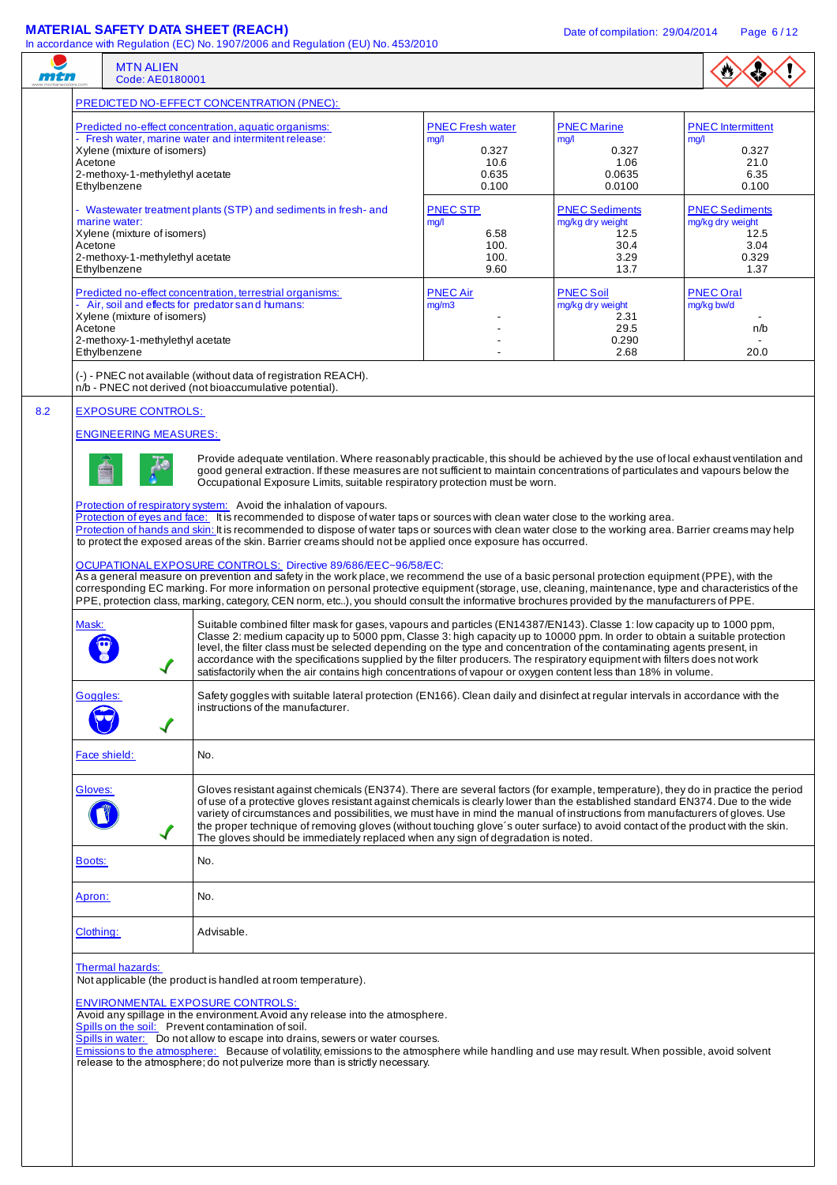**MTN ALIEN**
Code: AE0180001

### PREDICTED NO-EFFECT CONCENTRATION (PNEC):

| Predicted no-effect concentration, aquatic organisms: - Fresh water, marine water and intermitent release: | PNEC Fresh water mg/l | PNEC Marine mg/l | PNEC Intermittent mg/l |
|---|---|---|---|
| Xylene (mixture of isomers) | 0.327 | 0.327 | 0.327 |
| Acetone | 10.6 | 1.06 | 21.0 |
| 2-methoxy-1-methylethyl acetate | 0.635 | 0.0635 | 6.35 |
| Ethylbenzene | 0.100 | 0.0100 | 0.100 |

| - Wastewater treatment plants (STP) and sediments in fresh- and marine water: | PNEC STP mg/l | PNEC Sediments mg/kg dry weight | PNEC Sediments mg/kg dry weight |
|---|---|---|---|
| Xylene (mixture of isomers) | 6.58 | 12.5 | 12.5 |
| Acetone | 100. | 30.4 | 3.04 |
| 2-methoxy-1-methylethyl acetate | 100. | 3.29 | 0.329 |
| Ethylbenzene | 9.60 | 13.7 | 1.37 |

| Predicted no-effect concentration, terrestrial organisms: - Air, soil and effects for predators and humans: | PNEC Air mg/m3 | PNEC Soil mg/kg dry weight | PNEC Oral mg/kg bw/d |
|---|---|---|---|
| Xylene (mixture of isomers) | - | 2.31 | - |
| Acetone | - | 29.5 | n/b |
| 2-methoxy-1-methylethyl acetate | - | 0.290 | - |
| Ethylbenzene | - | 2.68 | 20.0 |

(-) - PNEC not available (without data of registration REACH).
n/b - PNEC not derived (not bioaccumulative potential).

## 8.2 EXPOSURE CONTROLS:

### ENGINEERING MEASURES:

Provide adequate ventilation. Where reasonably practicable, this should be achieved by the use of local exhaust ventilation and good general extraction. If these measures are not sufficient to maintain concentrations of particulates and vapours below the Occupational Exposure Limits, suitable respiratory protection must be worn.

Protection of respiratory system: Avoid the inhalation of vapours.
Protection of eyes and face: It is recommended to dispose of water taps or sources with clean water close to the working area.
Protection of hands and skin: It is recommended to dispose of water taps or sources with clean water close to the working area. Barrier creams may help to protect the exposed areas of the skin. Barrier creams should not be applied once exposure has occurred.

### OCUPATIONAL EXPOSURE CONTROLS: Directive 89/686/EEC~96/58/EC:

As a general measure on prevention and safety in the work place, we recommend the use of a basic personal protection equipment (PPE), with the corresponding EC marking. For more information on personal protective equipment (storage, use, cleaning, maintenance, type and characteristics of the PPE, protection class, marking, category, CEN norm, etc..), you should consult the informative brochures provided by the manufacturers of PPE.

| | |
|---|---|
| Mask: ✓ | Suitable combined filter mask for gases, vapours and particles (EN14387/EN143). Classe 1: low capacity up to 1000 ppm, Classe 2: medium capacity up to 5000 ppm, Classe 3: high capacity up to 10000 ppm. In order to obtain a suitable protection level, the filter class must be selected depending on the type and concentration of the contaminating agents present, in accordance with the specifications supplied by the filter producers. The respiratory equipment with filters does not work satisfactorily when the air contains high concentrations of vapour or oxygen content less than 18% in volume. |
| Goggles: ✓ | Safety goggles with suitable lateral protection (EN166). Clean daily and disinfect at regular intervals in accordance with the instructions of the manufacturer. |
| Face shield: | No. |
| Gloves: ✓ | Gloves resistant against chemicals (EN374). There are several factors (for example, temperature), they do in practice the period of use of a protective gloves resistant against chemicals is clearly lower than the established standard EN374. Due to the wide variety of circumstances and possibilities, we must have in mind the manual of instructions from manufacturers of gloves. Use the proper technique of removing gloves (without touching glove´s outer surface) to avoid contact of the product with the skin. The gloves should be immediately replaced when any sign of degradation is noted. |
| Boots: | No. |
| Apron: | No. |
| Clothing: | Advisable. |

Thermal hazards:
Not applicable (the product is handled at room temperature).

### ENVIRONMENTAL EXPOSURE CONTROLS:

Avoid any spillage in the environment. Avoid any release into the atmosphere.
Spills on the soil: Prevent contamination of soil.
Spills in water: Do not allow to escape into drains, sewers or water courses.
Emissions to the atmosphere: Because of volatility, emissions to the atmosphere while handling and use may result. When possible, avoid solvent release to the atmosphere; do not pulverize more than is strictly necessary.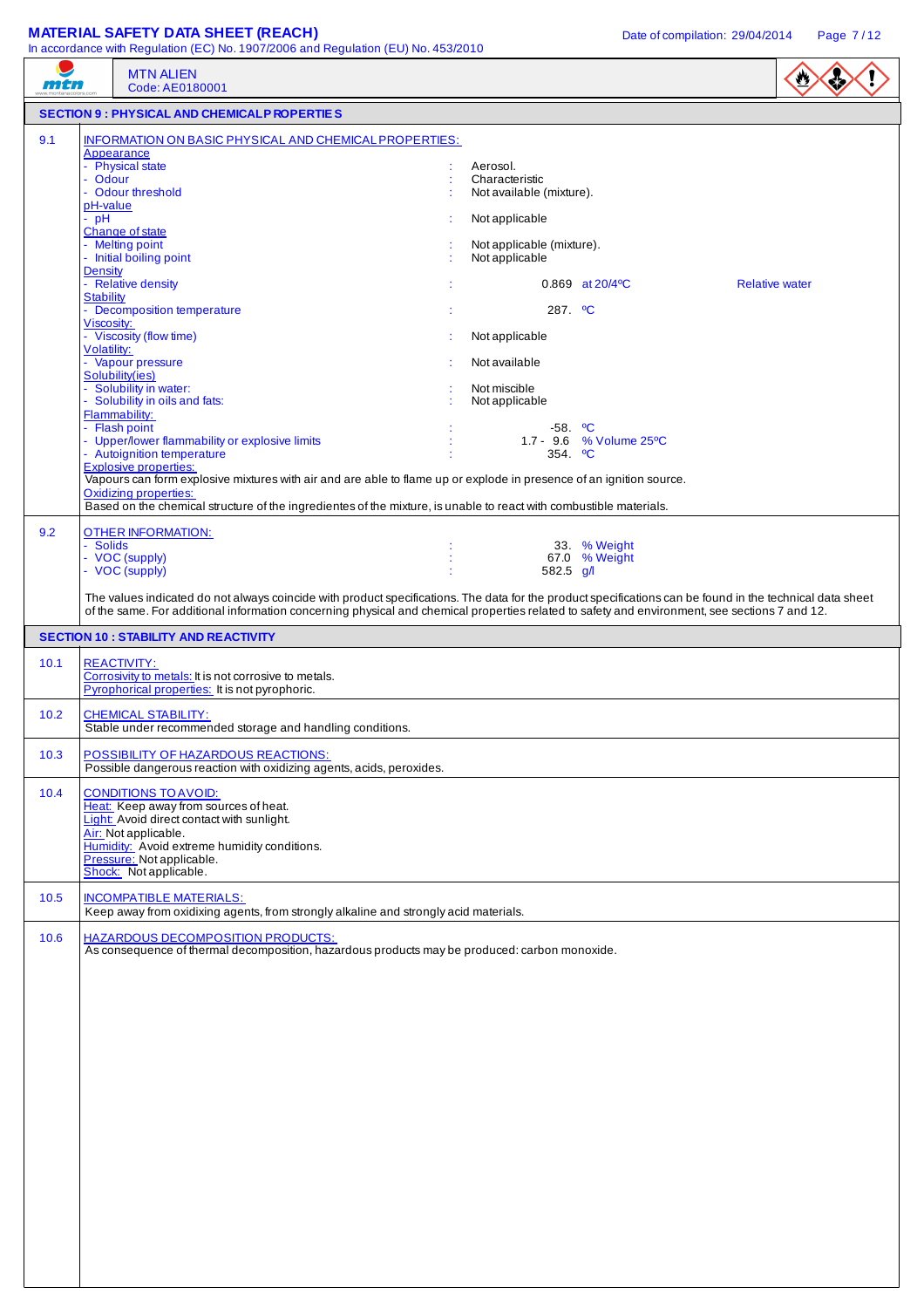**MTN ALIEN**
Code: AE0180001

## SECTION 9 : PHYSICAL AND CHEMICAL PROPERTIES

### 9.1 INFORMATION ON BASIC PHYSICAL AND CHEMICAL PROPERTIES:

**Appearance**

| Property | | Value | | |
|---|---|---|---|---|
| - Physical state | : | Aerosol. | | |
| - Odour | : | Characteristic | | |
| - Odour threshold | : | Not available (mixture). | | |

**pH-value**

| Property | | Value | | |
|---|---|---|---|---|
| - pH | : | Not applicable | | |

**Change of state**

| Property | | Value | | |
|---|---|---|---|---|
| - Melting point | : | Not applicable (mixture). | | |
| - Initial boiling point | : | Not applicable | | |

**Density**

| Property | | Value | Unit | |
|---|---|---|---|---|
| - Relative density | : | 0.869 | at 20/4ºC | Relative water |

**Stability**

| Property | | Value | Unit |
|---|---|---|---|
| - Decomposition temperature | : | 287. | ºC |

**Viscosity:**

| Property | | Value |
|---|---|---|
| - Viscosity (flow time) | : | Not applicable |

**Volatility:**

| Property | | Value |
|---|---|---|
| - Vapour pressure | : | Not available |

**Solubility(ies)**

| Property | | Value |
|---|---|---|
| - Solubility in water: | : | Not miscible |
| - Solubility in oils and fats: | : | Not applicable |

**Flammability:**

| Property | | Value | Unit |
|---|---|---|---|
| - Flash point | : | -58. | ºC |
| - Upper/lower flammability or explosive limits | : | 1.7 - 9.6 | % Volume 25ºC |
| - Autoignition temperature | : | 354. | ºC |

**Explosive properties:**
Vapours can form explosive mixtures with air and are able to flame up or explode in presence of an ignition source.

**Oxidizing properties:**
Based on the chemical structure of the ingredientes of the mixture, is unable to react with combustible materials.

### 9.2 OTHER INFORMATION:

| Property | | Value | Unit |
|---|---|---|---|
| - Solids | : | 33. | % Weight |
| - VOC (supply) | : | 67.0 | % Weight |
| - VOC (supply) | : | 582.5 | g/l |

The values indicated do not always coincide with product specifications. The data for the product specifications can be found in the technical data sheet of the same. For additional information concerning physical and chemical properties related to safety and environment, see sections 7 and 12.

## SECTION 10 : STABILITY AND REACTIVITY

### 10.1 REACTIVITY:
Corrosivity to metals: It is not corrosive to metals.
Pyrophorical properties: It is not pyrophoric.

### 10.2 CHEMICAL STABILITY:
Stable under recommended storage and handling conditions.

### 10.3 POSSIBILITY OF HAZARDOUS REACTIONS:
Possible dangerous reaction with oxidizing agents, acids, peroxides.

### 10.4 CONDITIONS TO AVOID:
Heat: Keep away from sources of heat.
Light: Avoid direct contact with sunlight.
Air: Not applicable.
Humidity: Avoid extreme humidity conditions.
Pressure: Not applicable.
Shock: Not applicable.

### 10.5 INCOMPATIBLE MATERIALS:
Keep away from oxidixing agents, from strongly alkaline and strongly acid materials.

### 10.6 HAZARDOUS DECOMPOSITION PRODUCTS:
As consequence of thermal decomposition, hazardous products may be produced: carbon monoxide.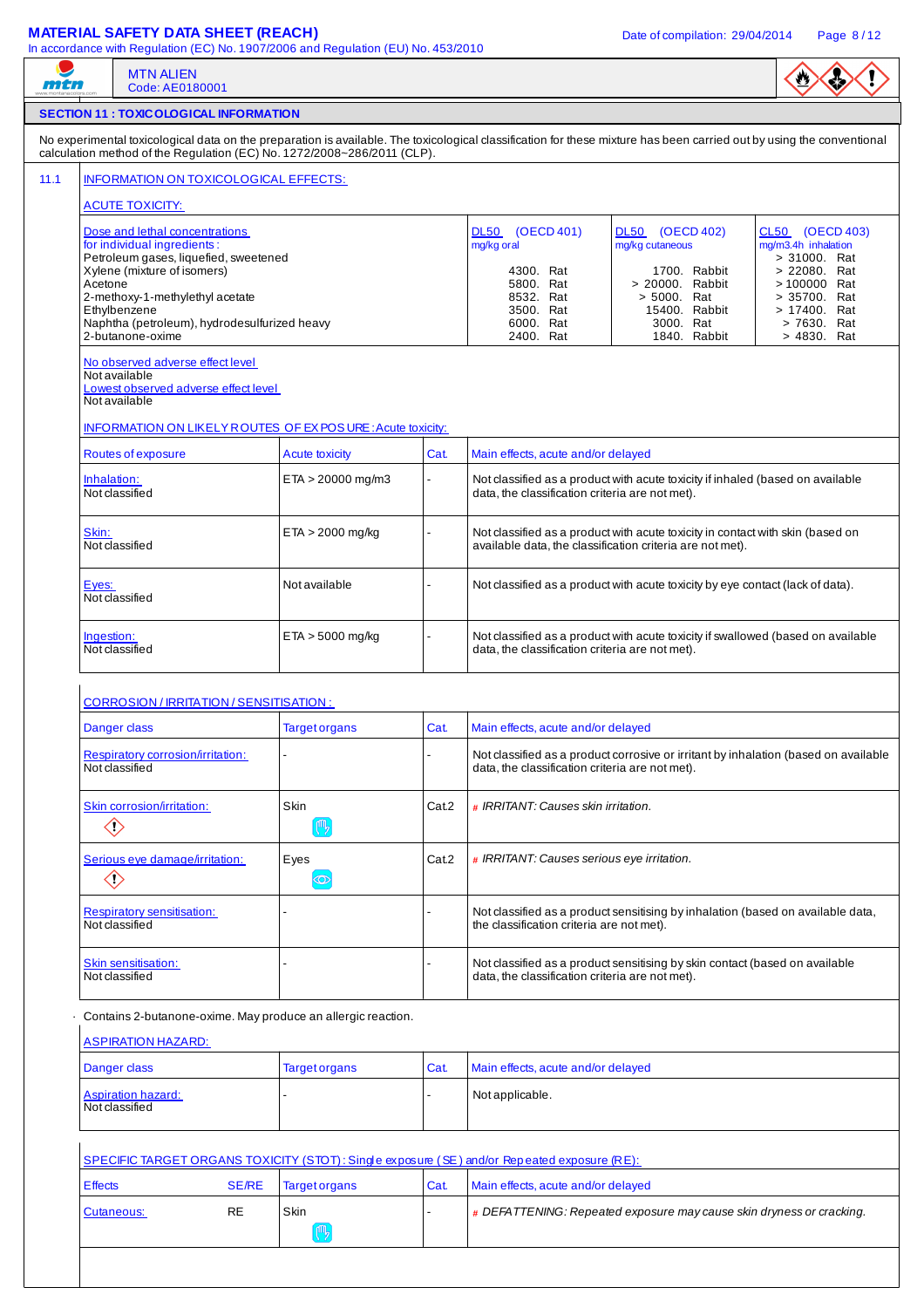MTN ALIEN
Code: AE0180001

## SECTION 11 : TOXICOLOGICAL INFORMATION

No experimental toxicological data on the preparation is available. The toxicological classification for these mixture has been carried out by using the conventional calculation method of the Regulation (EC) No. 1272/2008~286/2011 (CLP).

### 11.1 INFORMATION ON TOXICOLOGICAL EFFECTS:

#### ACUTE TOXICITY:

| Dose and lethal concentrations for individual ingredients : | DL50 (OECD 401) mg/kg oral | DL50 (OECD 402) mg/kg cutaneous | CL50 (OECD 403) mg/m3.4h inhalation |
|---|---|---|---|
| Petroleum gases, liquefied, sweetened | | | > 31000. Rat |
| Xylene (mixture of isomers) | 4300. Rat | 1700. Rabbit | > 22080. Rat |
| Acetone | 5800. Rat | > 20000. Rabbit | > 100000 Rat |
| 2-methoxy-1-methylethyl acetate | 8532. Rat | > 5000. Rat | > 35700. Rat |
| Ethylbenzene | 3500. Rat | 15400. Rabbit | > 17400. Rat |
| Naphtha (petroleum), hydrodesulfurized heavy | 6000. Rat | 3000. Rat | > 7630. Rat |
| 2-butanone-oxime | 2400. Rat | 1840. Rabbit | > 4830. Rat |

No observed adverse effect level
Not available
Lowest observed adverse effect level
Not available

#### INFORMATION ON LIKELY ROUTES OF EXPOSURE : Acute toxicity:

| Routes of exposure | Acute toxicity | Cat. | Main effects, acute and/or delayed |
|---|---|---|---|
| Inhalation: Not classified | ETA > 20000 mg/m3 | - | Not classified as a product with acute toxicity if inhaled (based on available data, the classification criteria are not met). |
| Skin: Not classified | ETA > 2000 mg/kg | - | Not classified as a product with acute toxicity in contact with skin (based on available data, the classification criteria are not met). |
| Eyes: Not classified | Not available | - | Not classified as a product with acute toxicity by eye contact (lack of data). |
| Ingestion: Not classified | ETA > 5000 mg/kg | - | Not classified as a product with acute toxicity if swallowed (based on available data, the classification criteria are not met). |

#### CORROSION / IRRITATION / SENSITISATION :

| Danger class | Target organs | Cat. | Main effects, acute and/or delayed |
|---|---|---|---|
| Respiratory corrosion/irritation: Not classified | - | - | Not classified as a product corrosive or irritant by inhalation (based on available data, the classification criteria are not met). |
| Skin corrosion/irritation: | Skin | Cat.2 | # *IRRITANT: Causes skin irritation.* |
| Serious eye damage/irritation: | Eyes | Cat.2 | # *IRRITANT: Causes serious eye irritation.* |
| Respiratory sensitisation: Not classified | - | - | Not classified as a product sensitising by inhalation (based on available data, the classification criteria are not met). |
| Skin sensitisation: Not classified | - | - | Not classified as a product sensitising by skin contact (based on available data, the classification criteria are not met). |

· Contains 2-butanone-oxime. May produce an allergic reaction.

#### ASPIRATION HAZARD:

| Danger class | Target organs | Cat. | Main effects, acute and/or delayed |
|---|---|---|---|
| Aspiration hazard: Not classified | - | - | Not applicable. |

#### SPECIFIC TARGET ORGANS TOXICITY (STOT) : Single exposure (SE) and/or Repeated exposure (RE):

| Effects | SE/RE | Target organs | Cat. | Main effects, acute and/or delayed |
|---|---|---|---|---|
| Cutaneous: | RE | Skin | - | # *DEFATTENING: Repeated exposure may cause skin dryness or cracking.* |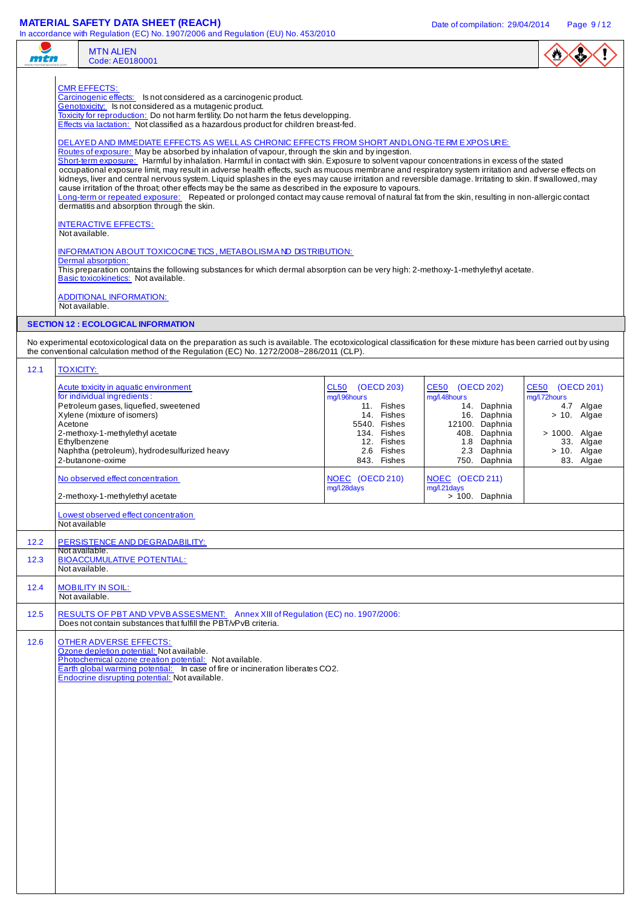CMR EFFECTS:
Carcinogenic effects: Is not considered as a carcinogenic product.
Genotoxicity: Is not considered as a mutagenic product.
Toxicity for reproduction: Do not harm fertility. Do not harm the fetus developping.
Effects via lactation: Not classified as a hazardous product for children breast-fed.

DELAYED AND IMMEDIATE EFFECTS AS WELL AS CHRONIC EFFECTS FROM SHORT AND LONG-TERM EXPOSURE:
Routes of exposure: May be absorbed by inhalation of vapour, through the skin and by ingestion.
Short-term exposure: Harmful by inhalation. Harmful in contact with skin. Exposure to solvent vapour concentrations in excess of the stated occupational exposure limit, may result in adverse health effects, such as mucous membrane and respiratory system irritation and adverse effects on kidneys, liver and central nervous system. Liquid splashes in the eyes may cause irritation and reversible damage. Irritating to skin. If swallowed, may cause irritation of the throat; other effects may be the same as described in the exposure to vapours.
Long-term or repeated exposure: Repeated or prolonged contact may cause removal of natural fat from the skin, resulting in non-allergic contact dermatitis and absorption through the skin.

INTERACTIVE EFFECTS:
Not available.

INFORMATION ABOUT TOXICOCINETICS, METABOLISM AND DISTRIBUTION:
Dermal absorption:
This preparation contains the following substances for which dermal absorption can be very high: 2-methoxy-1-methylethyl acetate.
Basic toxicokinetics: Not available.

ADDITIONAL INFORMATION:
Not available.

## SECTION 12 : ECOLOGICAL INFORMATION

No experimental ecotoxicological data on the preparation as such is available. The ecotoxicological classification for these mixture has been carried out by using the conventional calculation method of the Regulation (EC) No. 1272/2008~286/2011 (CLP).

### 12.1 TOXICITY:

| Acute toxicity in aquatic environment for individual ingredients: | CL50 (OECD 203) mg/l.96hours | CE50 (OECD 202) mg/l.48hours | CE50 (OECD 201) mg/l.72hours |
|---|---|---|---|
| Petroleum gases, liquefied, sweetened | 11. Fishes | 14. Daphnia | 4.7 Algae |
| Xylene (mixture of isomers) | 14. Fishes | 16. Daphnia | > 10. Algae |
| Acetone | 5540. Fishes | 12100. Daphnia | |
| 2-methoxy-1-methylethyl acetate | 134. Fishes | 408. Daphnia | > 1000. Algae |
| Ethylbenzene | 12. Fishes | 1.8 Daphnia | 33. Algae |
| Naphtha (petroleum), hydrodesulfurized heavy | 2.6 Fishes | 2.3 Daphnia | > 10. Algae |
| 2-butanone-oxime | 843. Fishes | 750. Daphnia | 83. Algae |

| No observed effect concentration | NOEC (OECD 210) mg/l.28days | NOEC (OECD 211) mg/l.21days | |
|---|---|---|---|
| 2-methoxy-1-methylethyl acetate | | > 100. Daphnia | |

Lowest observed effect concentration
Not available

### 12.2 PERSISTENCE AND DEGRADABILITY:
Not available.

### 12.3 BIOACCUMULATIVE POTENTIAL:
Not available.

### 12.4 MOBILITY IN SOIL:
Not available.

### 12.5 RESULTS OF PBT AND VPVB ASSESMENT: Annex XIII of Regulation (EC) no. 1907/2006:
Does not contain substances that fulfill the PBT/vPvB criteria.

### 12.6 OTHER ADVERSE EFFECTS:
Ozone depletion potential: Not available.
Photochemical ozone creation potential: Not available.
Earth global warming potential: In case of fire or incineration liberates $CO_2$.
Endocrine disrupting potential: Not available.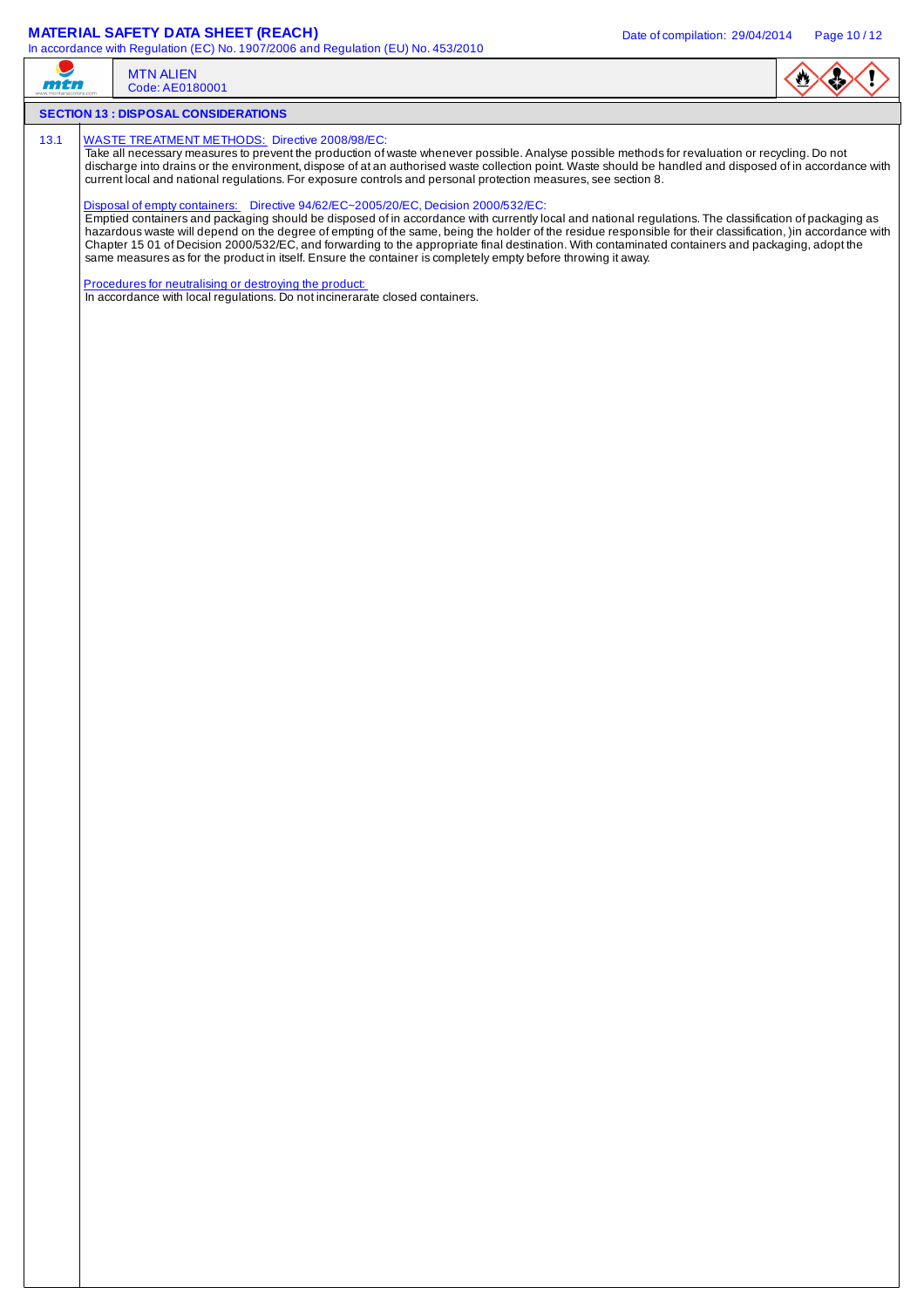## SECTION 13 : DISPOSAL CONSIDERATIONS

**13.1** WASTE TREATMENT METHODS: Directive 2008/98/EC:

Take all necessary measures to prevent the production of waste whenever possible. Analyse possible methods for revaluation or recycling. Do not discharge into drains or the environment, dispose of at an authorised waste collection point. Waste should be handled and disposed of in accordance with current local and national regulations. For exposure controls and personal protection measures, see section 8.

Disposal of empty containers: Directive 94/62/EC~2005/20/EC, Decision 2000/532/EC:

Emptied containers and packaging should be disposed of in accordance with currently local and national regulations. The classification of packaging as hazardous waste will depend on the degree of empting of the same, being the holder of the residue responsible for their classification, )in accordance with Chapter 15 01 of Decision 2000/532/EC, and forwarding to the appropriate final destination. With contaminated containers and packaging, adopt the same measures as for the product in itself. Ensure the container is completely empty before throwing it away.

Procedures for neutralising or destroying the product:

In accordance with local regulations. Do not incinerarate closed containers.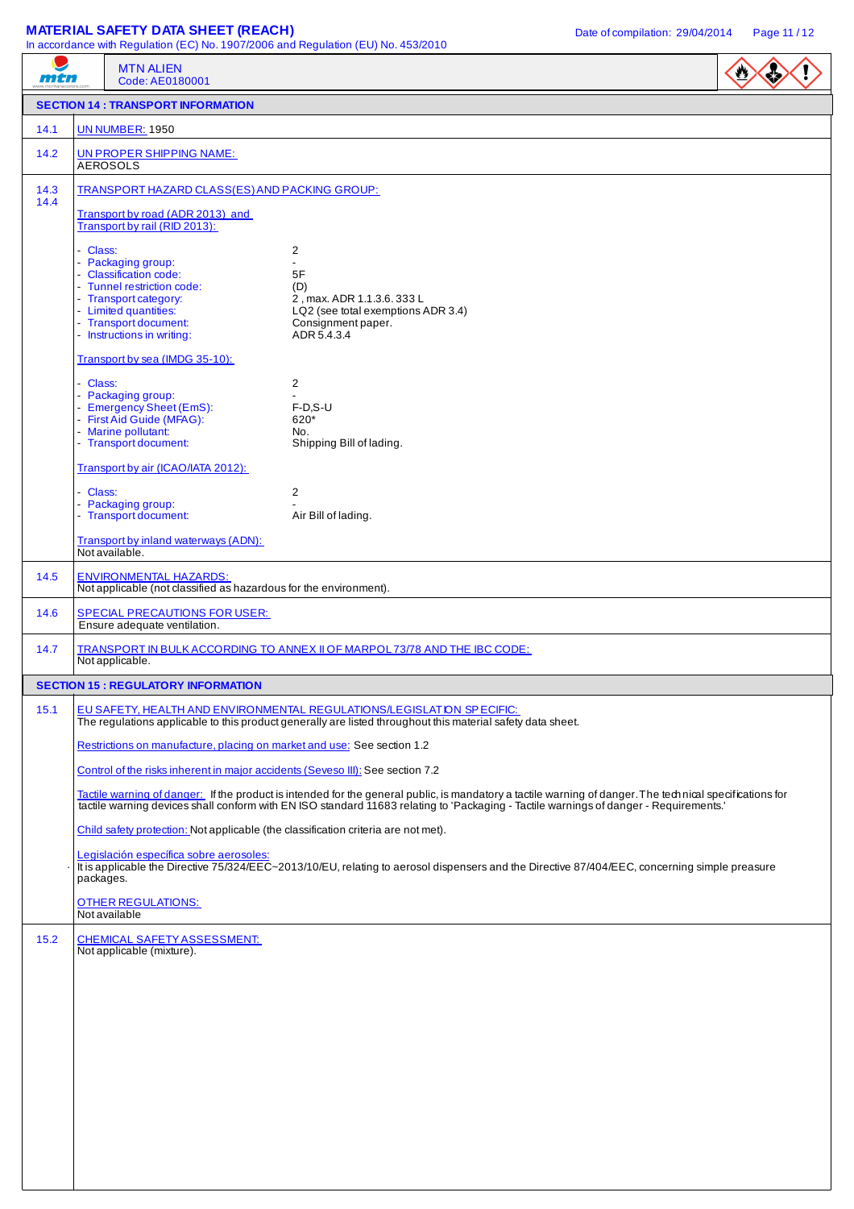**MTN ALIEN**
Code: AE0180001

## SECTION 14 : TRANSPORT INFORMATION

**14.1** UN NUMBER: 1950

**14.2** UN PROPER SHIPPING NAME:
AEROSOLS

**14.3 14.4** TRANSPORT HAZARD CLASS(ES) AND PACKING GROUP:

Transport by road (ADR 2013) and Transport by rail (RID 2013):

| | |
|---|---|
| - Class: | 2 |
| - Packaging group: | - |
| - Classification code: | 5F |
| - Tunnel restriction code: | (D) |
| - Transport category: | 2 , max. ADR 1.1.3.6. 333 L |
| - Limited quantities: | LQ2 (see total exemptions ADR 3.4) |
| - Transport document: | Consignment paper. |
| - Instructions in writing: | ADR 5.4.3.4 |

Transport by sea (IMDG 35-10):

| | |
|---|---|
| - Class: | 2 |
| - Packaging group: | - |
| - Emergency Sheet (EmS): | F-D,S-U |
| - First Aid Guide (MFAG): | 620* |
| - Marine pollutant: | No. |
| - Transport document: | Shipping Bill of lading. |

Transport by air (ICAO/IATA 2012):

| | |
|---|---|
| - Class: | 2 |
| - Packaging group: | - |
| - Transport document: | Air Bill of lading. |

Transport by inland waterways (ADN):
Not available.

**14.5** ENVIRONMENTAL HAZARDS:
Not applicable (not classified as hazardous for the environment).

**14.6** SPECIAL PRECAUTIONS FOR USER:
Ensure adequate ventilation.

**14.7** TRANSPORT IN BULK ACCORDING TO ANNEX II OF MARPOL 73/78 AND THE IBC CODE:
Not applicable.

## SECTION 15 : REGULATORY INFORMATION

**15.1** EU SAFETY, HEALTH AND ENVIRONMENTAL REGULATIONS/LEGISLATION SPECIFIC:
The regulations applicable to this product generally are listed throughout this material safety data sheet.

Restrictions on manufacture, placing on market and use: See section 1.2

Control of the risks inherent in major accidents (Seveso III): See section 7.2

Tactile warning of danger: If the product is intended for the general public, is mandatory a tactile warning of danger. The technical specifications for tactile warning devices shall conform with EN ISO standard 11683 relating to 'Packaging - Tactile warnings of danger - Requirements.'

Child safety protection: Not applicable (the classification criteria are not met).

Legislación específica sobre aerosoles:
It is applicable the Directive 75/324/EEC~2013/10/EU, relating to aerosol dispensers and the Directive 87/404/EEC, concerning simple preasure packages.

OTHER REGULATIONS:
Not available

**15.2** CHEMICAL SAFETY ASSESSMENT:
Not applicable (mixture).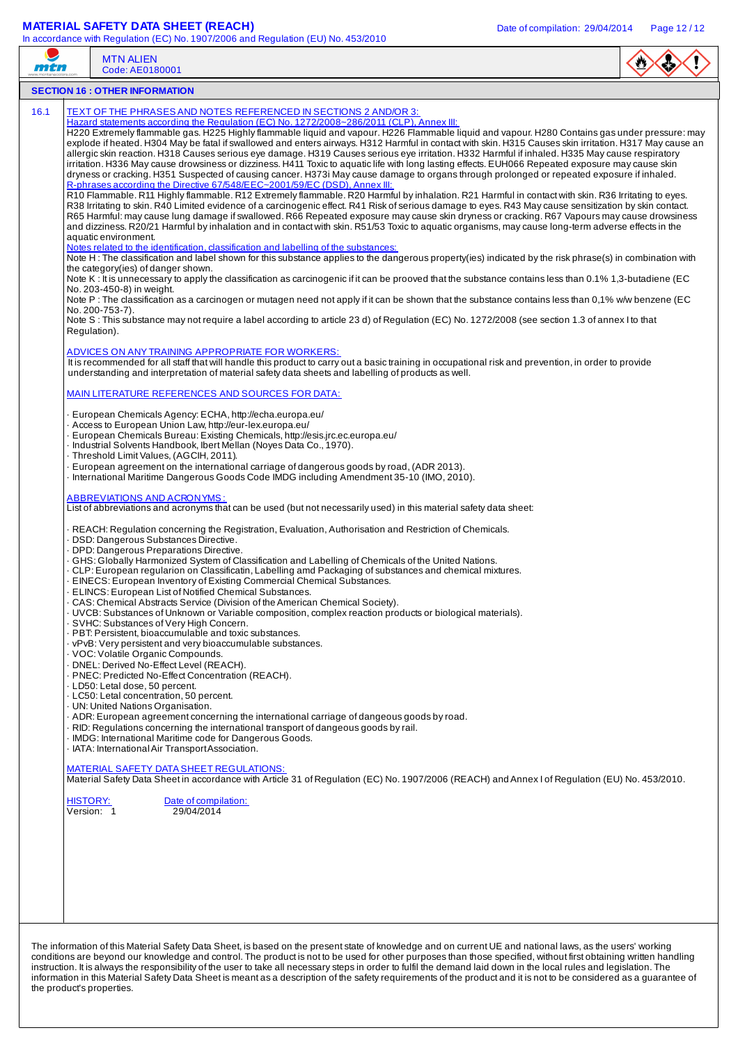## SECTION 16 : OTHER INFORMATION

16.1

TEXT OF THE PHRASES AND NOTES REFERENCED IN SECTIONS 2 AND/OR 3:

Hazard statements according the Regulation (EC) No. 1272/2008~286/2011 (CLP), Annex III:

H220 Extremely flammable gas. H225 Highly flammable liquid and vapour. H226 Flammable liquid and vapour. H280 Contains gas under pressure: may explode if heated. H304 May be fatal if swallowed and enters airways. H312 Harmful in contact with skin. H315 Causes skin irritation. H317 May cause an allergic skin reaction. H318 Causes serious eye damage. H319 Causes serious eye irritation. H332 Harmful if inhaled. H335 May cause respiratory irritation. H336 May cause drowsiness or dizziness. H411 Toxic to aquatic life with long lasting effects. EUH066 Repeated exposure may cause skin dryness or cracking. H351 Suspected of causing cancer. H373i May cause damage to organs through prolonged or repeated exposure if inhaled.

R-phrases according the Directive 67/548/EEC~2001/59/EC (DSD), Annex III:

R10 Flammable. R11 Highly flammable. R12 Extremely flammable. R20 Harmful by inhalation. R21 Harmful in contact with skin. R36 Irritating to eyes. R38 Irritating to skin. R40 Limited evidence of a carcinogenic effect. R41 Risk of serious damage to eyes. R43 May cause sensitization by skin contact. R65 Harmful: may cause lung damage if swallowed. R66 Repeated exposure may cause skin dryness or cracking. R67 Vapours may cause drowsiness and dizziness. R20/21 Harmful by inhalation and in contact with skin. R51/53 Toxic to aquatic organisms, may cause long-term adverse effects in the aquatic environment.

Notes related to the identification, classification and labelling of the substances:

Note H : The classification and label shown for this substance applies to the dangerous property(ies) indicated by the risk phrase(s) in combination with the category(ies) of danger shown.

Note K : It is unnecessary to apply the classification as carcinogenic if it can be prooved that the substance contains less than 0.1% 1,3-butadiene (EC No. 203-450-8) in weight.

Note P : The classification as a carcinogen or mutagen need not apply if it can be shown that the substance contains less than 0,1% w/w benzene (EC No. 200-753-7).

Note S : This substance may not require a label according to article 23 d) of Regulation (EC) No. 1272/2008 (see section 1.3 of annex I to that Regulation).

ADVICES ON ANY TRAINING APPROPRIATE FOR WORKERS:

It is recommended for all staff that will handle this product to carry out a basic training in occupational risk and prevention, in order to provide understanding and interpretation of material safety data sheets and labelling of products as well.

MAIN LITERATURE REFERENCES AND SOURCES FOR DATA:

- European Chemicals Agency: ECHA, http://echa.europa.eu/
- Access to European Union Law, http://eur-lex.europa.eu/
- European Chemicals Bureau: Existing Chemicals, http://esis.jrc.ec.europa.eu/
- Industrial Solvents Handbook, Ibert Mellan (Noyes Data Co., 1970).
- Threshold Limit Values, (AGCIH, 2011).
- European agreement on the international carriage of dangerous goods by road, (ADR 2013).
- International Maritime Dangerous Goods Code IMDG including Amendment 35-10 (IMO, 2010).

ABBREVIATIONS AND ACRONYMS:

List of abbreviations and acronyms that can be used (but not necessarily used) in this material safety data sheet:

- REACH: Regulation concerning the Registration, Evaluation, Authorisation and Restriction of Chemicals.
- DSD: Dangerous Substances Directive.
- DPD: Dangerous Preparations Directive.
- GHS: Globally Harmonized System of Classification and Labelling of Chemicals of the United Nations.
- CLP: European regulation on Classificatin, Labelling amd Packaging of substances and chemical mixtures.
- EINECS: European Inventory of Existing Commercial Chemical Substances.
- ELINCS: European List of Notified Chemical Substances.
- CAS: Chemical Abstracts Service (Division of the American Chemical Society).
- UVCB: Substances of Unknown or Variable composition, complex reaction products or biological materials).
- SVHC: Substances of Very High Concern.
- PBT: Persistent, bioaccumulable and toxic substances.
- vPvB: Very persistent and very bioaccumulable substances.
- VOC: Volatile Organic Compounds.
- DNEL: Derived No-Effect Level (REACH).
- PNEC: Predicted No-Effect Concentration (REACH).
- LD50: Letal dose, 50 percent.
- LC50: Letal concentration, 50 percent.
- UN: United Nations Organisation.
- ADR: European agreement concerning the international carriage of dangeous goods by road.
- RID: Regulations concerning the international transport of dangeous goods by rail.
- IMDG: International Maritime code for Dangerous Goods.
- IATA: International Air Transport Association.

MATERIAL SAFETY DATA SHEET REGULATIONS:

Material Safety Data Sheet in accordance with Article 31 of Regulation (EC) No. 1907/2006 (REACH) and Annex I of Regulation (EU) No. 453/2010.

| HISTORY: | Date of compilation: |
|---|---|
| Version: 1 | 29/04/2014 |

The information of this Material Safety Data Sheet, is based on the present state of knowledge and on current UE and national laws, as the users' working conditions are beyond our knowledge and control. The product is not to be used for other purposes than those specified, without first obtaining written handling instruction. It is always the responsibility of the user to take all necessary steps in order to fulfil the demand laid down in the local rules and legislation. The information in this Material Safety Data Sheet is meant as a description of the safety requirements of the product and it is not to be considered as a guarantee of the product's properties.